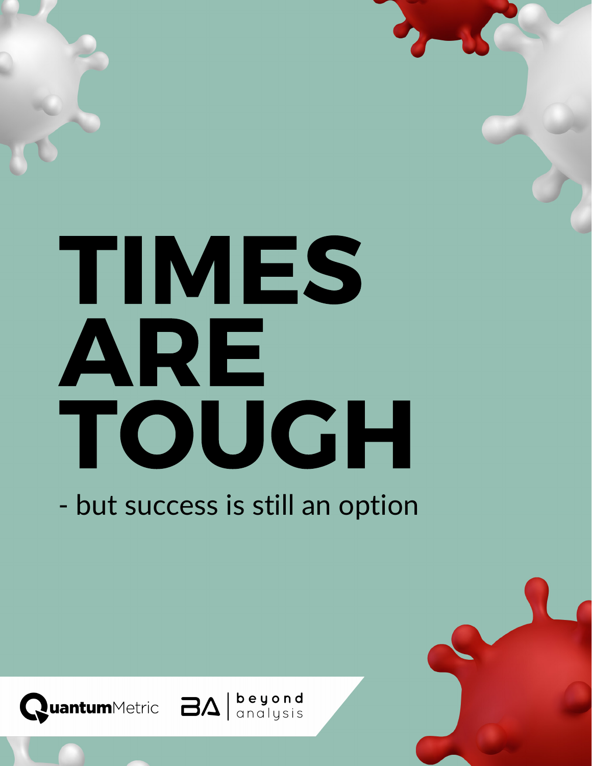# TIMES ARE TOUGH

- but success is still an option

QuantumMetric

BA | beyond analysis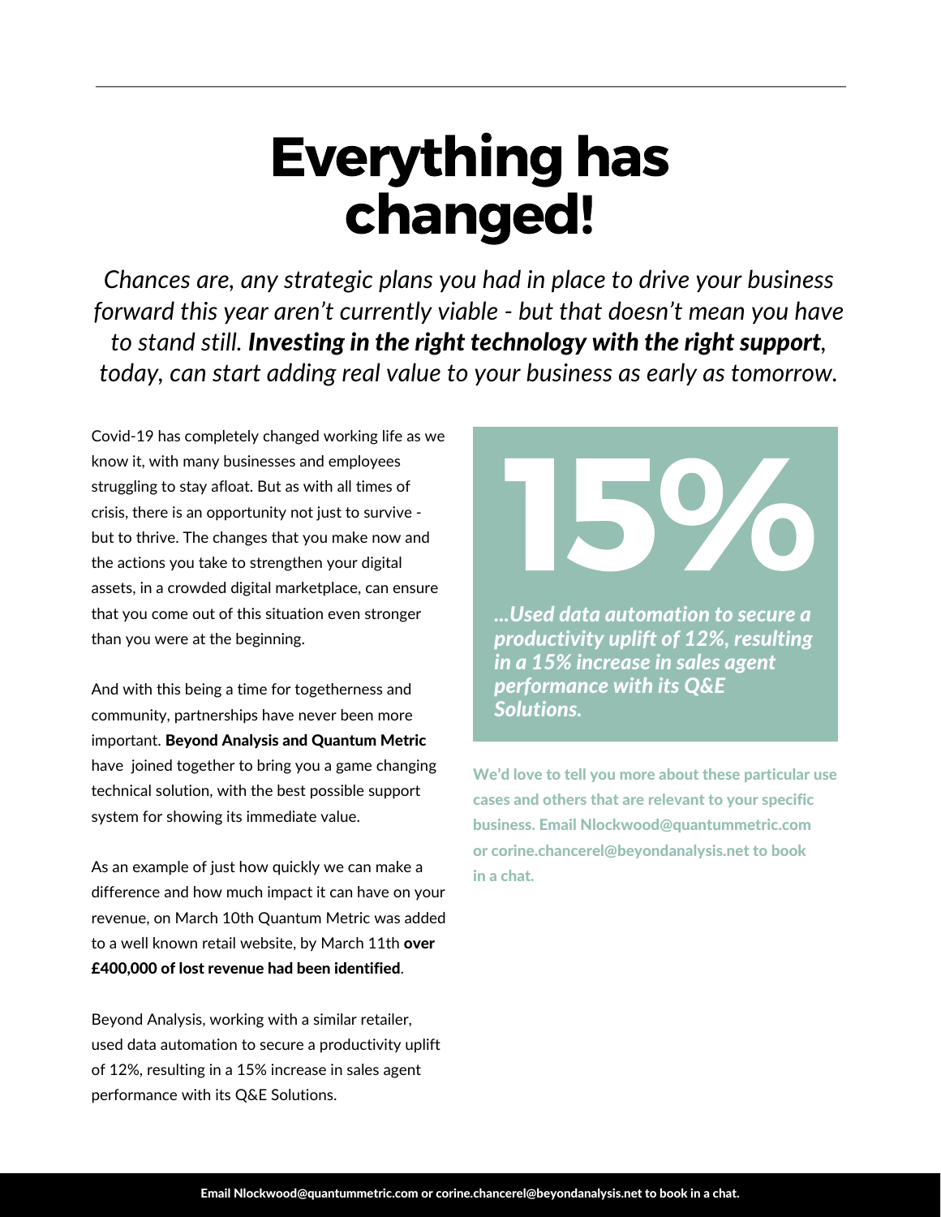# Everything has changed!

*Chances are, any strategic plans you had in place to drive your business forward this year aren't currently viable - but that doesn't mean you have to stand still.* ***Investing in the right technology with the right support****, today, can start adding real value to your business as early as tomorrow.*

Covid-19 has completely changed working life as we know it, with many businesses and employees struggling to stay afloat. But as with all times of crisis, there is an opportunity not just to survive - but to thrive. The changes that you make now and the actions you take to strengthen your digital assets, in a crowded digital marketplace, can ensure that you come out of this situation even stronger than you were at the beginning.

And with this being a time for togetherness and community, partnerships have never been more important. **Beyond Analysis and Quantum Metric** have joined together to bring you a game changing technical solution, with the best possible support system for showing its immediate value.

As an example of just how quickly we can make a difference and how much impact it can have on your revenue, on March 10th Quantum Metric was added to a well known retail website, by March 11th **over £400,000 of lost revenue had been identified**.

Beyond Analysis, working with a similar retailer, used data automation to secure a productivity uplift of 12%, resulting in a 15% increase in sales agent performance with its Q&E Solutions.

**15%**

***...Used data automation to secure a productivity uplift of 12%, resulting in a 15% increase in sales agent performance with its Q&E Solutions.***

**We'd love to tell you more about these particular use cases and others that are relevant to your specific business. Email Nlockwood@quantummetric.com or corine.chancerel@beyondanalysis.net to book in a chat.**

**Email Nlockwood@quantummetric.com or corine.chancerel@beyondanalysis.net to book in a chat.**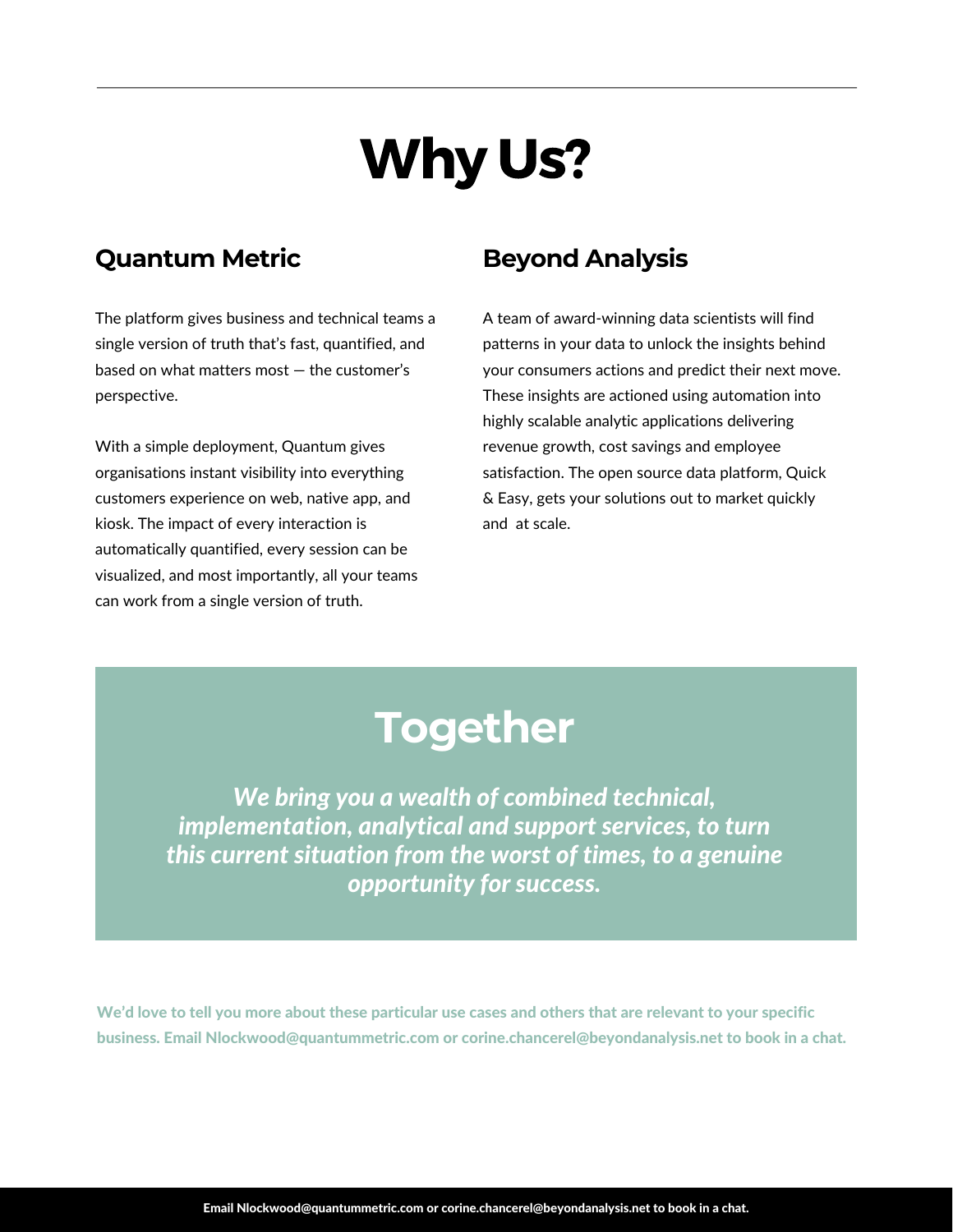# Why Us?

## Quantum Metric

The platform gives business and technical teams a single version of truth that's fast, quantified, and based on what matters most — the customer's perspective.

With a simple deployment, Quantum gives organisations instant visibility into everything customers experience on web, native app, and kiosk. The impact of every interaction is automatically quantified, every session can be visualized, and most importantly, all your teams can work from a single version of truth.

## Beyond Analysis

A team of award-winning data scientists will find patterns in your data to unlock the insights behind your consumers actions and predict their next move. These insights are actioned using automation into highly scalable analytic applications delivering revenue growth, cost savings and employee satisfaction. The open source data platform, Quick & Easy, gets your solutions out to market quickly and at scale.

## Together

***We bring you a wealth of combined technical, implementation, analytical and support services, to turn this current situation from the worst of times, to a genuine opportunity for success.***

**We'd love to tell you more about these particular use cases and others that are relevant to your specific business. Email Nlockwood@quantummetric.com or corine.chancerel@beyondanalysis.net to book in a chat.**

**Email Nlockwood@quantummetric.com or corine.chancerel@beyondanalysis.net to book in a chat.**